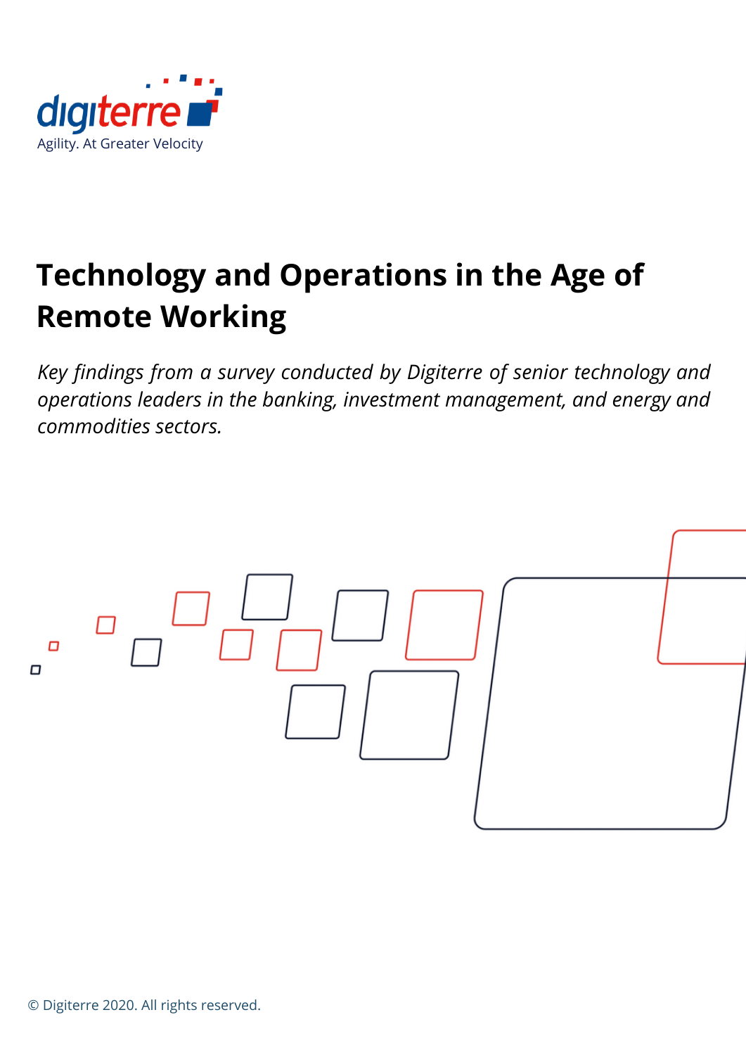digiterre

Agility. At Greater Velocity

# Technology and Operations in the Age of Remote Working

*Key findings from a survey conducted by Digiterre of senior technology and operations leaders in the banking, investment management, and energy and commodities sectors.*

© Digiterre 2020. All rights reserved.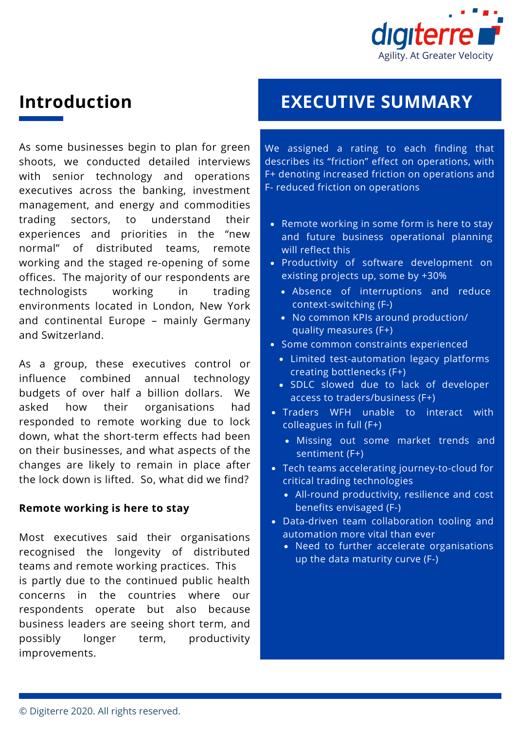## Introduction

As some businesses begin to plan for green shoots, we conducted detailed interviews with senior technology and operations executives across the banking, investment management, and energy and commodities trading sectors, to understand their experiences and priorities in the "new normal" of distributed teams, remote working and the staged re-opening of some offices. The majority of our respondents are technologists working in trading environments located in London, New York and continental Europe – mainly Germany and Switzerland.

As a group, these executives control or influence combined annual technology budgets of over half a billion dollars. We asked how their organisations had responded to remote working due to lock down, what the short-term effects had been on their businesses, and what aspects of the changes are likely to remain in place after the lock down is lifted. So, what did we find?

**Remote working is here to stay**

Most executives said their organisations recognised the longevity of distributed teams and remote working practices. This is partly due to the continued public health concerns in the countries where our respondents operate but also because business leaders are seeing short term, and possibly longer term, productivity improvements.

## EXECUTIVE SUMMARY

We assigned a rating to each finding that describes its "friction" effect on operations, with F+ denoting increased friction on operations and F- reduced friction on operations

- Remote working in some form is here to stay and future business operational planning will reflect this
- Productivity of software development on existing projects up, some by +30%
  - Absence of interruptions and reduce context-switching (F-)
  - No common KPIs around production/ quality measures (F+)
- Some common constraints experienced
  - Limited test-automation legacy platforms creating bottlenecks (F+)
  - SDLC slowed due to lack of developer access to traders/business (F+)
- Traders WFH unable to interact with colleagues in full (F+)
  - Missing out some market trends and sentiment (F+)
- Tech teams accelerating journey-to-cloud for critical trading technologies
  - All-round productivity, resilience and cost benefits envisaged (F-)
- Data-driven team collaboration tooling and automation more vital than ever
  - Need to further accelerate organisations up the data maturity curve (F-)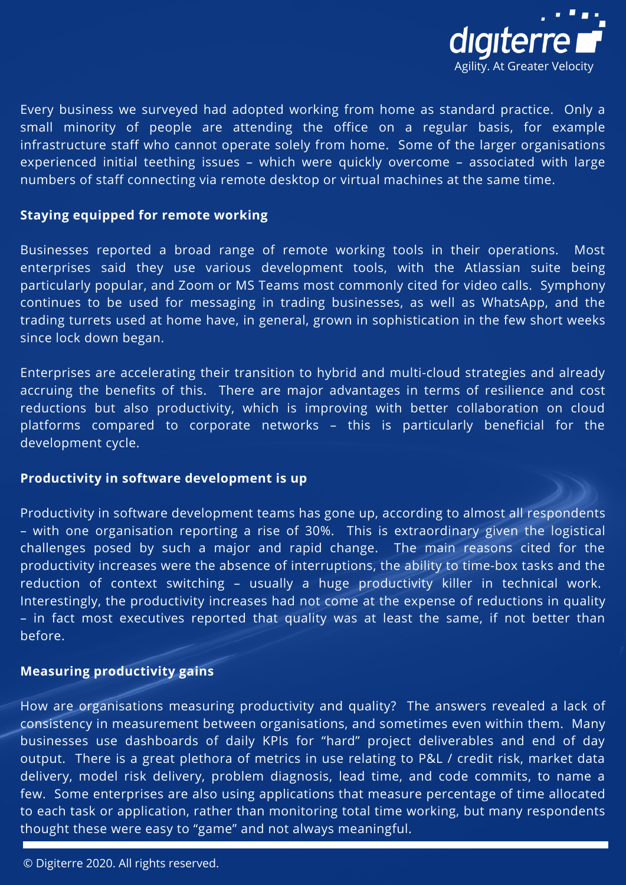Every business we surveyed had adopted working from home as standard practice. Only a small minority of people are attending the office on a regular basis, for example infrastructure staff who cannot operate solely from home. Some of the larger organisations experienced initial teething issues – which were quickly overcome – associated with large numbers of staff connecting via remote desktop or virtual machines at the same time.

**Staying equipped for remote working**

Businesses reported a broad range of remote working tools in their operations. Most enterprises said they use various development tools, with the Atlassian suite being particularly popular, and Zoom or MS Teams most commonly cited for video calls. Symphony continues to be used for messaging in trading businesses, as well as WhatsApp, and the trading turrets used at home have, in general, grown in sophistication in the few short weeks since lock down began.

Enterprises are accelerating their transition to hybrid and multi-cloud strategies and already accruing the benefits of this. There are major advantages in terms of resilience and cost reductions but also productivity, which is improving with better collaboration on cloud platforms compared to corporate networks – this is particularly beneficial for the development cycle.

**Productivity in software development is up**

Productivity in software development teams has gone up, according to almost all respondents – with one organisation reporting a rise of 30%. This is extraordinary given the logistical challenges posed by such a major and rapid change. The main reasons cited for the productivity increases were the absence of interruptions, the ability to time-box tasks and the reduction of context switching – usually a huge productivity killer in technical work. Interestingly, the productivity increases had not come at the expense of reductions in quality – in fact most executives reported that quality was at least the same, if not better than before.

**Measuring productivity gains**

How are organisations measuring productivity and quality? The answers revealed a lack of consistency in measurement between organisations, and sometimes even within them. Many businesses use dashboards of daily KPIs for "hard" project deliverables and end of day output. There is a great plethora of metrics in use relating to P&L / credit risk, market data delivery, model risk delivery, problem diagnosis, lead time, and code commits, to name a few. Some enterprises are also using applications that measure percentage of time allocated to each task or application, rather than monitoring total time working, but many respondents thought these were easy to "game" and not always meaningful.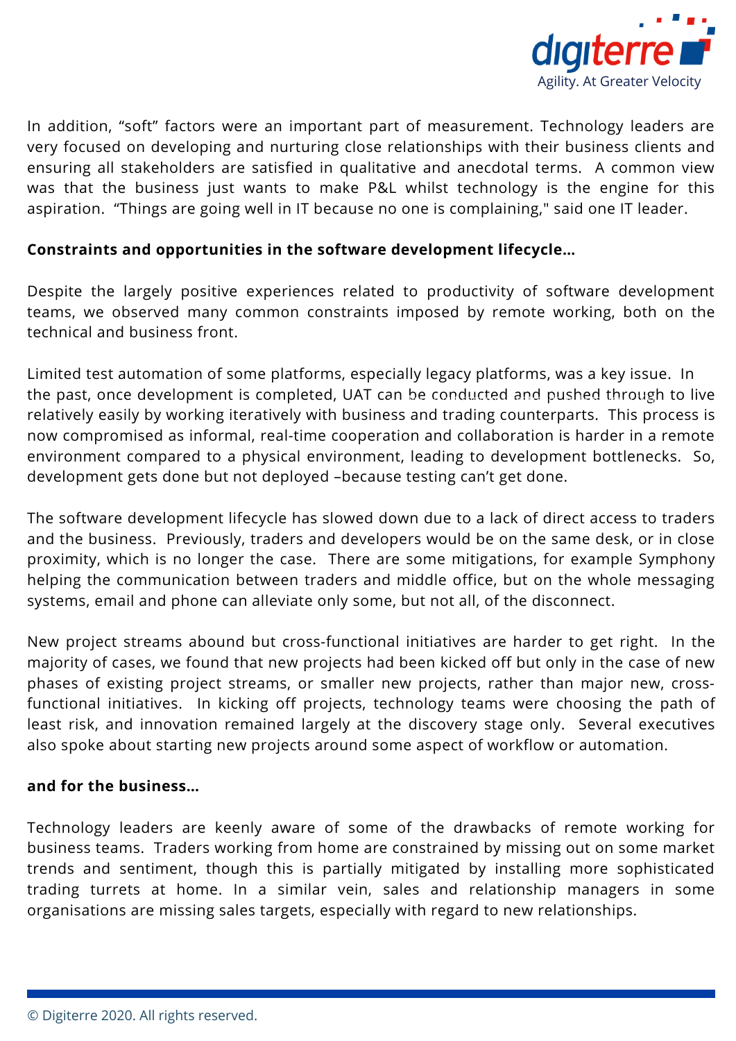In addition, "soft" factors were an important part of measurement. Technology leaders are very focused on developing and nurturing close relationships with their business clients and ensuring all stakeholders are satisfied in qualitative and anecdotal terms. A common view was that the business just wants to make P&L whilst technology is the engine for this aspiration. "Things are going well in IT because no one is complaining," said one IT leader.

**Constraints and opportunities in the software development lifecycle...**

Despite the largely positive experiences related to productivity of software development teams, we observed many common constraints imposed by remote working, both on the technical and business front.

Limited test automation of some platforms, especially legacy platforms, was a key issue. In the past, once development is completed, UAT can be conducted and pushed through to live relatively easily by working iteratively with business and trading counterparts. This process is now compromised as informal, real-time cooperation and collaboration is harder in a remote environment compared to a physical environment, leading to development bottlenecks. So, development gets done but not deployed –because testing can't get done.

The software development lifecycle has slowed down due to a lack of direct access to traders and the business. Previously, traders and developers would be on the same desk, or in close proximity, which is no longer the case. There are some mitigations, for example Symphony helping the communication between traders and middle office, but on the whole messaging systems, email and phone can alleviate only some, but not all, of the disconnect.

New project streams abound but cross-functional initiatives are harder to get right. In the majority of cases, we found that new projects had been kicked off but only in the case of new phases of existing project streams, or smaller new projects, rather than major new, cross-functional initiatives. In kicking off projects, technology teams were choosing the path of least risk, and innovation remained largely at the discovery stage only. Several executives also spoke about starting new projects around some aspect of workflow or automation.

**and for the business...**

Technology leaders are keenly aware of some of the drawbacks of remote working for business teams. Traders working from home are constrained by missing out on some market trends and sentiment, though this is partially mitigated by installing more sophisticated trading turrets at home. In a similar vein, sales and relationship managers in some organisations are missing sales targets, especially with regard to new relationships.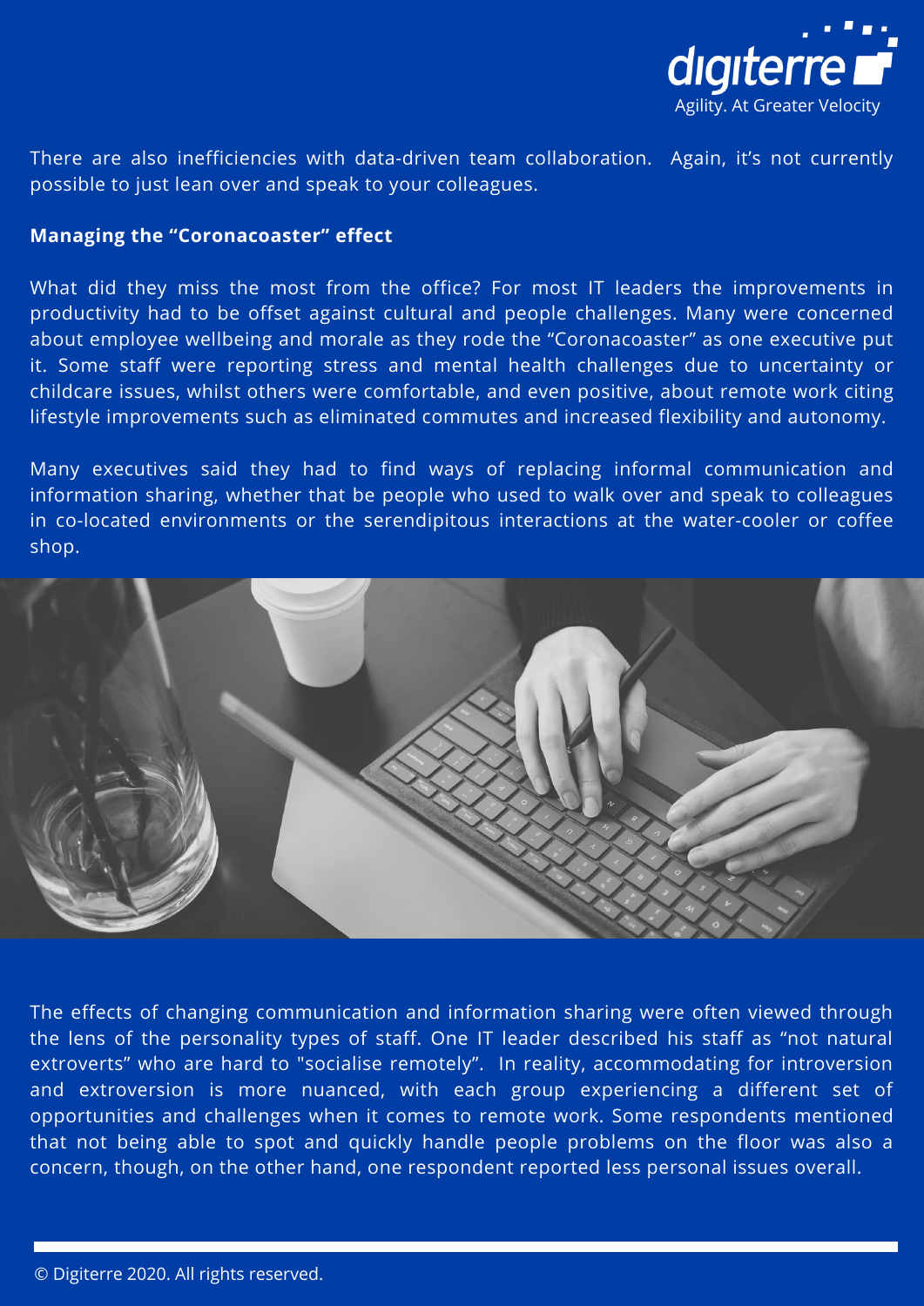There are also inefficiencies with data-driven team collaboration. Again, it's not currently possible to just lean over and speak to your colleagues.

**Managing the "Coronacoaster" effect**

What did they miss the most from the office? For most IT leaders the improvements in productivity had to be offset against cultural and people challenges. Many were concerned about employee wellbeing and morale as they rode the "Coronacoaster" as one executive put it. Some staff were reporting stress and mental health challenges due to uncertainty or childcare issues, whilst others were comfortable, and even positive, about remote work citing lifestyle improvements such as eliminated commutes and increased flexibility and autonomy.

Many executives said they had to find ways of replacing informal communication and information sharing, whether that be people who used to walk over and speak to colleagues in co-located environments or the serendipitous interactions at the water-cooler or coffee shop.

The effects of changing communication and information sharing were often viewed through the lens of the personality types of staff. One IT leader described his staff as "not natural extroverts" who are hard to "socialise remotely". In reality, accommodating for introversion and extroversion is more nuanced, with each group experiencing a different set of opportunities and challenges when it comes to remote work. Some respondents mentioned that not being able to spot and quickly handle people problems on the floor was also a concern, though, on the other hand, one respondent reported less personal issues overall.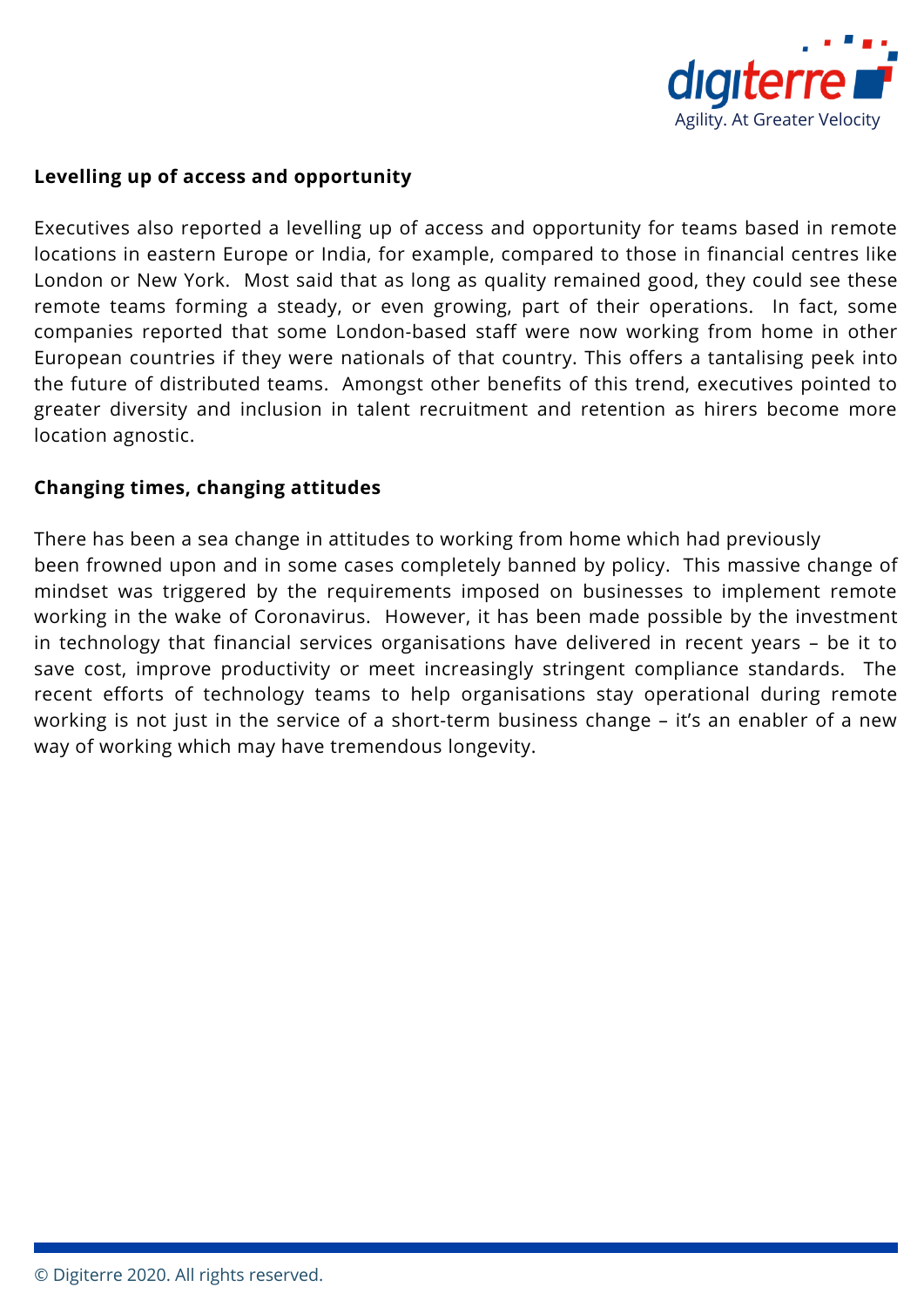## Levelling up of access and opportunity

Executives also reported a levelling up of access and opportunity for teams based in remote locations in eastern Europe or India, for example, compared to those in financial centres like London or New York. Most said that as long as quality remained good, they could see these remote teams forming a steady, or even growing, part of their operations. In fact, some companies reported that some London-based staff were now working from home in other European countries if they were nationals of that country. This offers a tantalising peek into the future of distributed teams. Amongst other benefits of this trend, executives pointed to greater diversity and inclusion in talent recruitment and retention as hirers become more location agnostic.

## Changing times, changing attitudes

There has been a sea change in attitudes to working from home which had previously been frowned upon and in some cases completely banned by policy. This massive change of mindset was triggered by the requirements imposed on businesses to implement remote working in the wake of Coronavirus. However, it has been made possible by the investment in technology that financial services organisations have delivered in recent years – be it to save cost, improve productivity or meet increasingly stringent compliance standards. The recent efforts of technology teams to help organisations stay operational during remote working is not just in the service of a short-term business change – it's an enabler of a new way of working which may have tremendous longevity.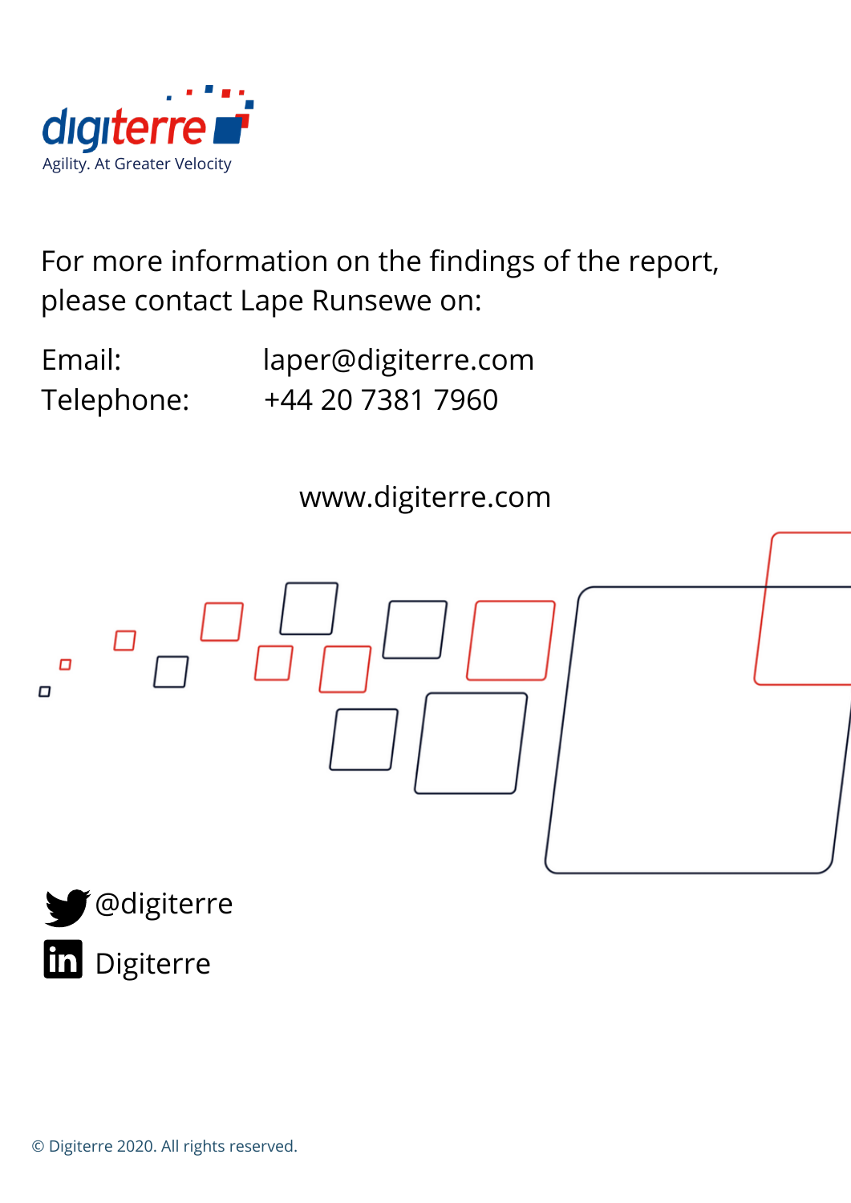digiterre

Agility. At Greater Velocity

For more information on the findings of the report, please contact Lape Runsewe on:

Email: laper@digiterre.com
Telephone: +44 20 7381 7960

www.digiterre.com

@digiterre

Digiterre

© Digiterre 2020. All rights reserved.